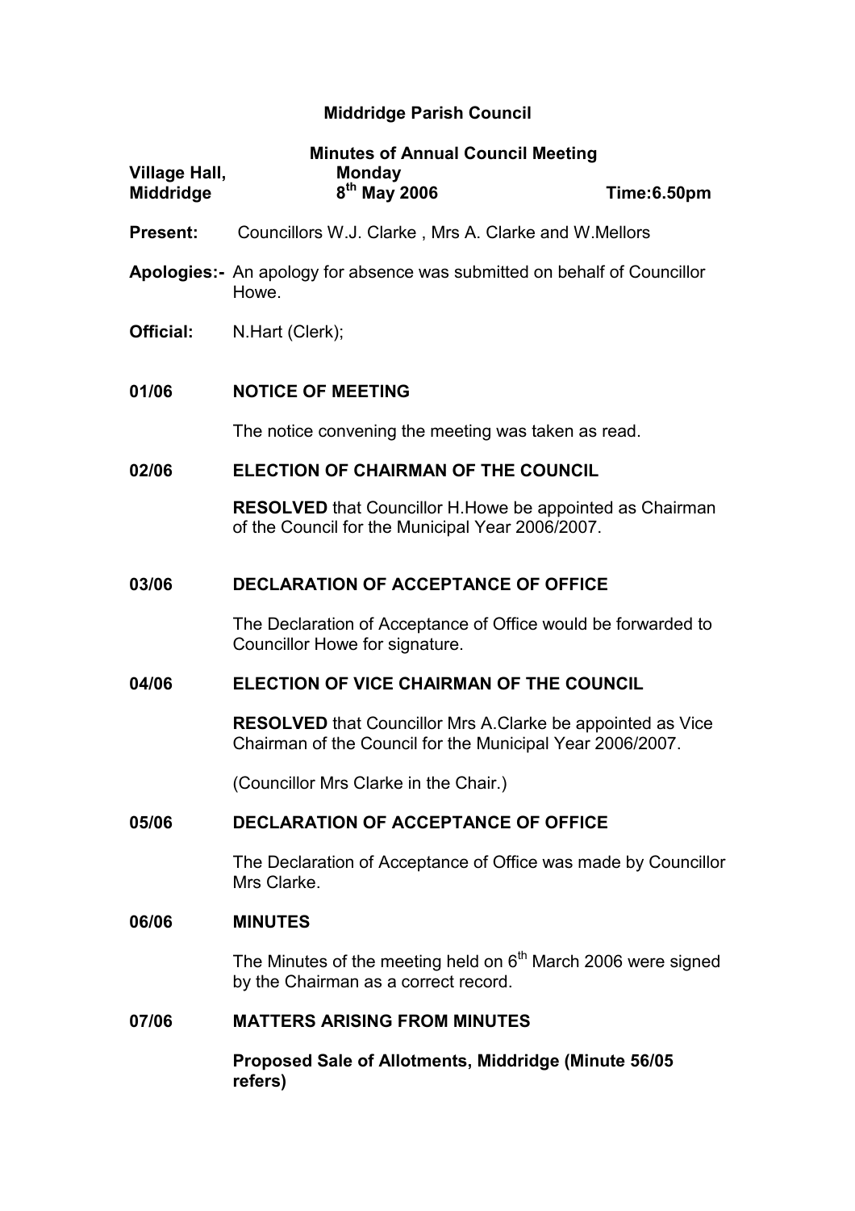# Middridge Parish Council

## Minutes of Annual Council Meeting

**Village Hall, Middridge** | **Monday 8th May 2006** | **Time:6.50pm**

**Present:** Councillors W.J. Clarke , Mrs A. Clarke and W.Mellors

**Apologies:-** An apology for absence was submitted on behalf of Councillor Howe.

**Official:** N.Hart (Clerk);

**01/06 NOTICE OF MEETING**

The notice convening the meeting was taken as read.

**02/06 ELECTION OF CHAIRMAN OF THE COUNCIL**

**RESOLVED** that Councillor H.Howe be appointed as Chairman of the Council for the Municipal Year 2006/2007.

**03/06 DECLARATION OF ACCEPTANCE OF OFFICE**

The Declaration of Acceptance of Office would be forwarded to Councillor Howe for signature.

**04/06 ELECTION OF VICE CHAIRMAN OF THE COUNCIL**

**RESOLVED** that Councillor Mrs A.Clarke be appointed as Vice Chairman of the Council for the Municipal Year 2006/2007.

(Councillor Mrs Clarke in the Chair.)

**05/06 DECLARATION OF ACCEPTANCE OF OFFICE**

The Declaration of Acceptance of Office was made by Councillor Mrs Clarke.

**06/06 MINUTES**

The Minutes of the meeting held on 6th March 2006 were signed by the Chairman as a correct record.

**07/06 MATTERS ARISING FROM MINUTES**

**Proposed Sale of Allotments, Middridge (Minute 56/05 refers)**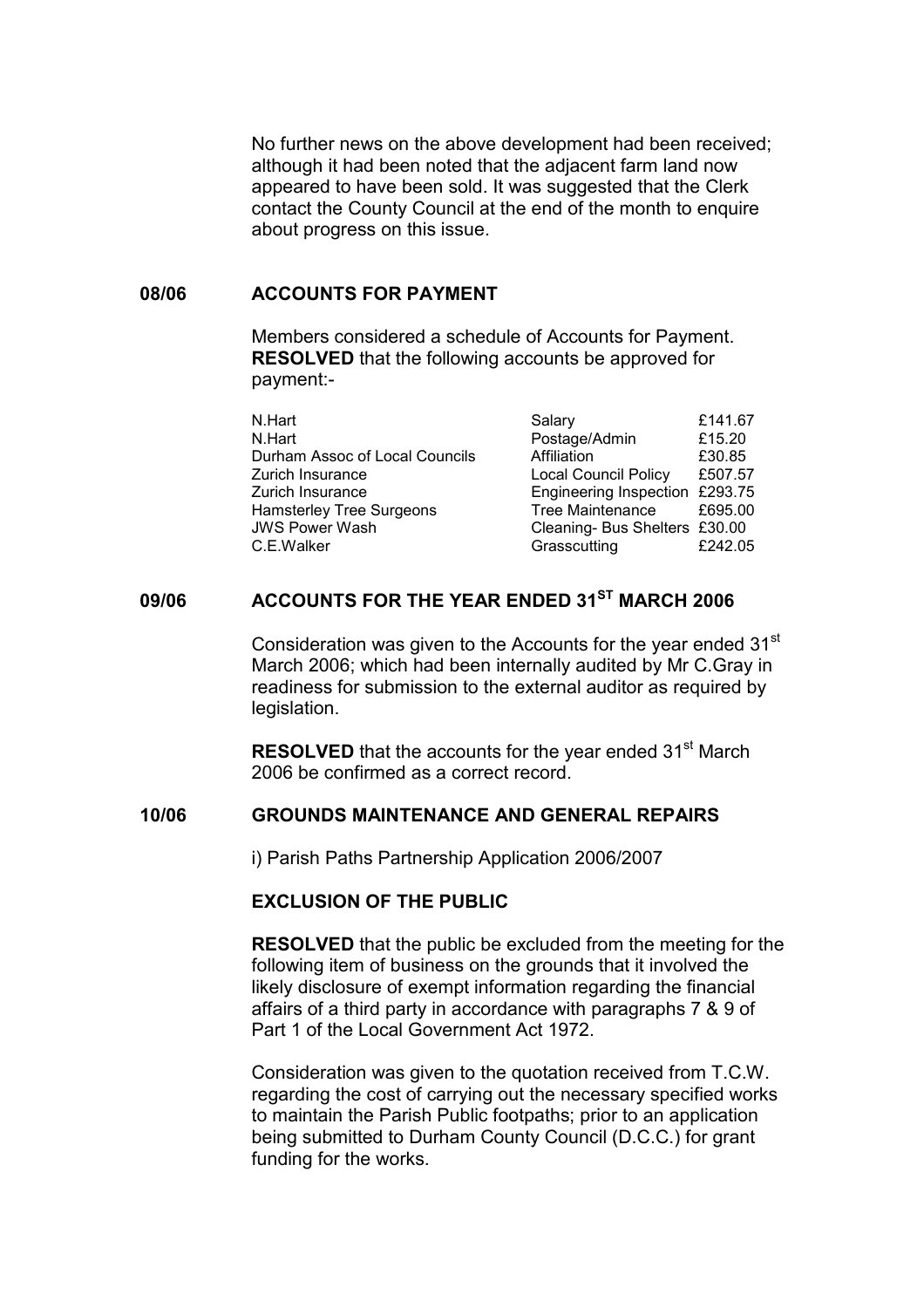No further news on the above development had been received; although it had been noted that the adjacent farm land now appeared to have been sold. It was suggested that the Clerk contact the County Council at the end of the month to enquire about progress on this issue.

## 08/06 ACCOUNTS FOR PAYMENT

Members considered a schedule of Accounts for Payment. **RESOLVED** that the following accounts be approved for payment:-

| | | |
|---|---|---|
| N.Hart | Salary | £141.67 |
| N.Hart | Postage/Admin | £15.20 |
| Durham Assoc of Local Councils | Affiliation | £30.85 |
| Zurich Insurance | Local Council Policy | £507.57 |
| Zurich Insurance | Engineering Inspection | £293.75 |
| Hamsterley Tree Surgeons | Tree Maintenance | £695.00 |
| JWS Power Wash | Cleaning- Bus Shelters | £30.00 |
| C.E.Walker | Grasscutting | £242.05 |

## 09/06 ACCOUNTS FOR THE YEAR ENDED 31ST MARCH 2006

Consideration was given to the Accounts for the year ended 31st March 2006; which had been internally audited by Mr C.Gray in readiness for submission to the external auditor as required by legislation.

**RESOLVED** that the accounts for the year ended 31st March 2006 be confirmed as a correct record.

## 10/06 GROUNDS MAINTENANCE AND GENERAL REPAIRS

i) Parish Paths Partnership Application 2006/2007

### EXCLUSION OF THE PUBLIC

**RESOLVED** that the public be excluded from the meeting for the following item of business on the grounds that it involved the likely disclosure of exempt information regarding the financial affairs of a third party in accordance with paragraphs 7 & 9 of Part 1 of the Local Government Act 1972.

Consideration was given to the quotation received from T.C.W. regarding the cost of carrying out the necessary specified works to maintain the Parish Public footpaths; prior to an application being submitted to Durham County Council (D.C.C.) for grant funding for the works.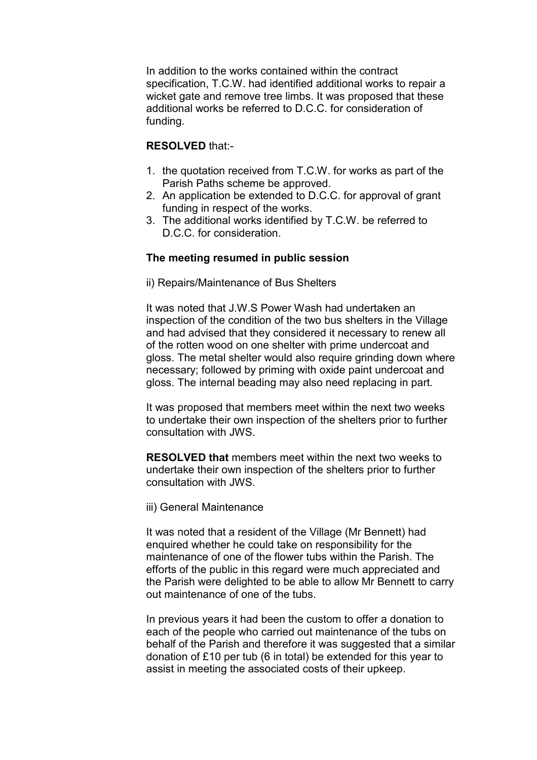In addition to the works contained within the contract specification, T.C.W. had identified additional works to repair a wicket gate and remove tree limbs. It was proposed that these additional works be referred to D.C.C. for consideration of funding.

**RESOLVED** that:-

1. the quotation received from T.C.W. for works as part of the Parish Paths scheme be approved.
2. An application be extended to D.C.C. for approval of grant funding in respect of the works.
3. The additional works identified by T.C.W. be referred to D.C.C. for consideration.

**The meeting resumed in public session**

ii) Repairs/Maintenance of Bus Shelters

It was noted that J.W.S Power Wash had undertaken an inspection of the condition of the two bus shelters in the Village and had advised that they considered it necessary to renew all of the rotten wood on one shelter with prime undercoat and gloss. The metal shelter would also require grinding down where necessary; followed by priming with oxide paint undercoat and gloss. The internal beading may also need replacing in part.

It was proposed that members meet within the next two weeks to undertake their own inspection of the shelters prior to further consultation with JWS.

**RESOLVED that** members meet within the next two weeks to undertake their own inspection of the shelters prior to further consultation with JWS.

iii) General Maintenance

It was noted that a resident of the Village (Mr Bennett) had enquired whether he could take on responsibility for the maintenance of one of the flower tubs within the Parish. The efforts of the public in this regard were much appreciated and the Parish were delighted to be able to allow Mr Bennett to carry out maintenance of one of the tubs.

In previous years it had been the custom to offer a donation to each of the people who carried out maintenance of the tubs on behalf of the Parish and therefore it was suggested that a similar donation of £10 per tub (6 in total) be extended for this year to assist in meeting the associated costs of their upkeep.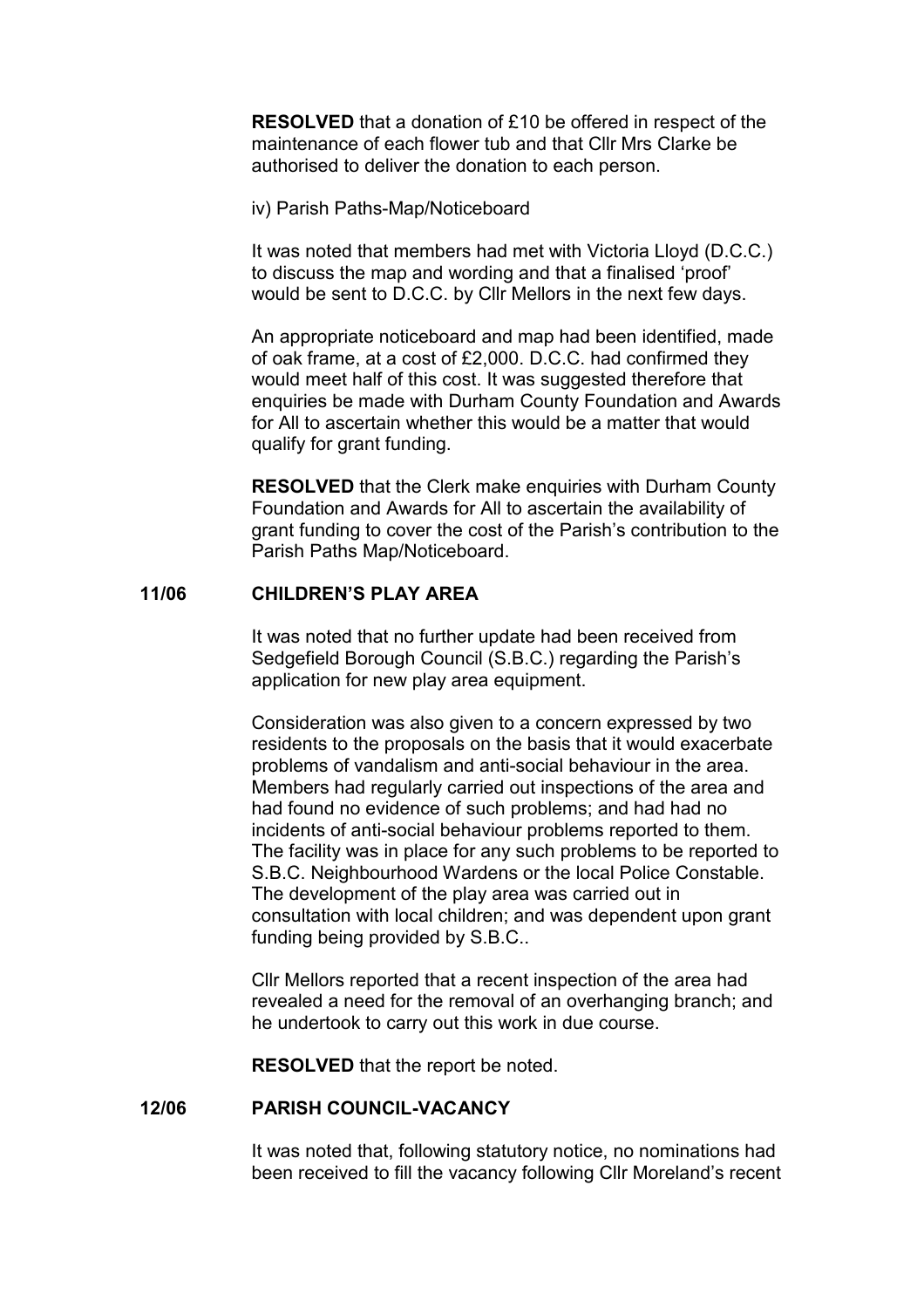**RESOLVED** that a donation of £10 be offered in respect of the maintenance of each flower tub and that Cllr Mrs Clarke be authorised to deliver the donation to each person.

iv) Parish Paths-Map/Noticeboard

It was noted that members had met with Victoria Lloyd (D.C.C.) to discuss the map and wording and that a finalised 'proof' would be sent to D.C.C. by Cllr Mellors in the next few days.

An appropriate noticeboard and map had been identified, made of oak frame, at a cost of £2,000. D.C.C. had confirmed they would meet half of this cost. It was suggested therefore that enquiries be made with Durham County Foundation and Awards for All to ascertain whether this would be a matter that would qualify for grant funding.

**RESOLVED** that the Clerk make enquiries with Durham County Foundation and Awards for All to ascertain the availability of grant funding to cover the cost of the Parish's contribution to the Parish Paths Map/Noticeboard.

## 11/06 CHILDREN'S PLAY AREA

It was noted that no further update had been received from Sedgefield Borough Council (S.B.C.) regarding the Parish's application for new play area equipment.

Consideration was also given to a concern expressed by two residents to the proposals on the basis that it would exacerbate problems of vandalism and anti-social behaviour in the area. Members had regularly carried out inspections of the area and had found no evidence of such problems; and had had no incidents of anti-social behaviour problems reported to them. The facility was in place for any such problems to be reported to S.B.C. Neighbourhood Wardens or the local Police Constable. The development of the play area was carried out in consultation with local children; and was dependent upon grant funding being provided by S.B.C..

Cllr Mellors reported that a recent inspection of the area had revealed a need for the removal of an overhanging branch; and he undertook to carry out this work in due course.

**RESOLVED** that the report be noted.

## 12/06 PARISH COUNCIL-VACANCY

It was noted that, following statutory notice, no nominations had been received to fill the vacancy following Cllr Moreland's recent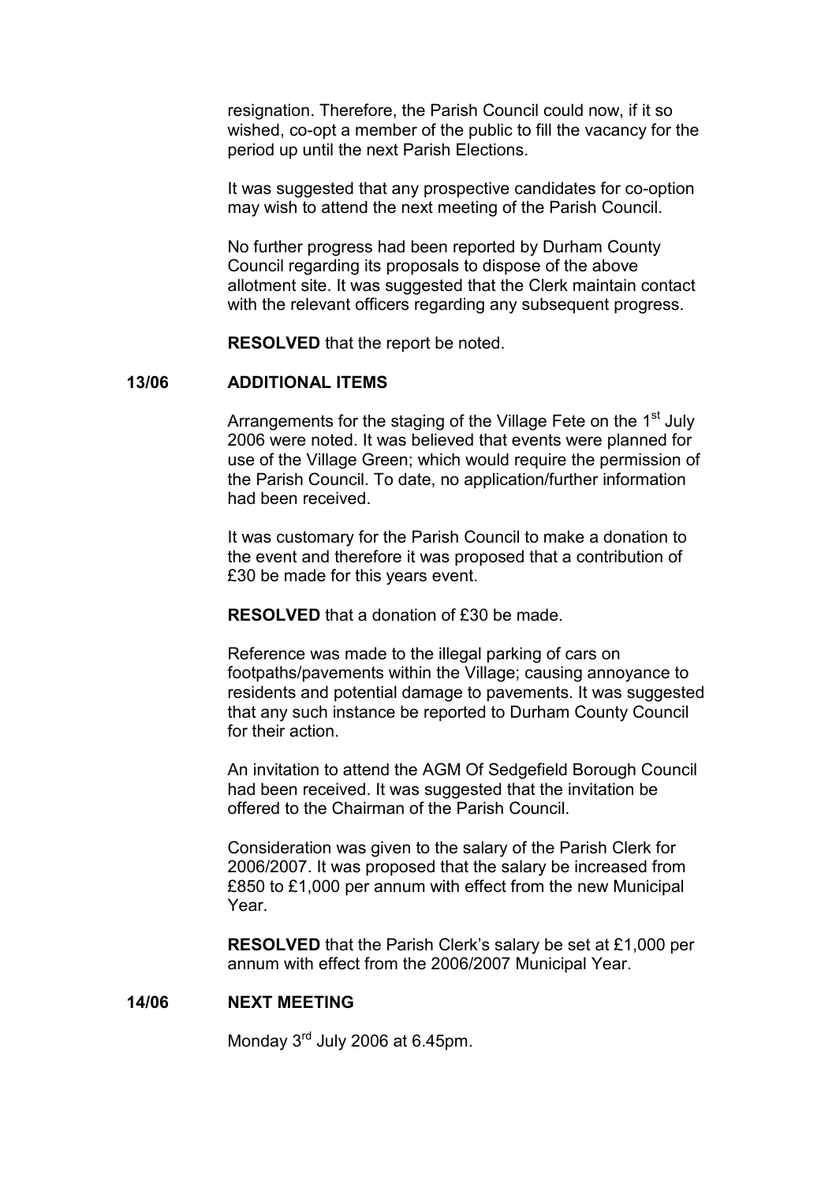resignation. Therefore, the Parish Council could now, if it so wished, co-opt a member of the public to fill the vacancy for the period up until the next Parish Elections.

It was suggested that any prospective candidates for co-option may wish to attend the next meeting of the Parish Council.

No further progress had been reported by Durham County Council regarding its proposals to dispose of the above allotment site. It was suggested that the Clerk maintain contact with the relevant officers regarding any subsequent progress.

**RESOLVED** that the report be noted.

## 13/06 ADDITIONAL ITEMS

Arrangements for the staging of the Village Fete on the 1st July 2006 were noted. It was believed that events were planned for use of the Village Green; which would require the permission of the Parish Council. To date, no application/further information had been received.

It was customary for the Parish Council to make a donation to the event and therefore it was proposed that a contribution of £30 be made for this years event.

**RESOLVED** that a donation of £30 be made.

Reference was made to the illegal parking of cars on footpaths/pavements within the Village; causing annoyance to residents and potential damage to pavements. It was suggested that any such instance be reported to Durham County Council for their action.

An invitation to attend the AGM Of Sedgefield Borough Council had been received. It was suggested that the invitation be offered to the Chairman of the Parish Council.

Consideration was given to the salary of the Parish Clerk for 2006/2007. It was proposed that the salary be increased from £850 to £1,000 per annum with effect from the new Municipal Year.

**RESOLVED** that the Parish Clerk's salary be set at £1,000 per annum with effect from the 2006/2007 Municipal Year.

## 14/06 NEXT MEETING

Monday 3rd July 2006 at 6.45pm.